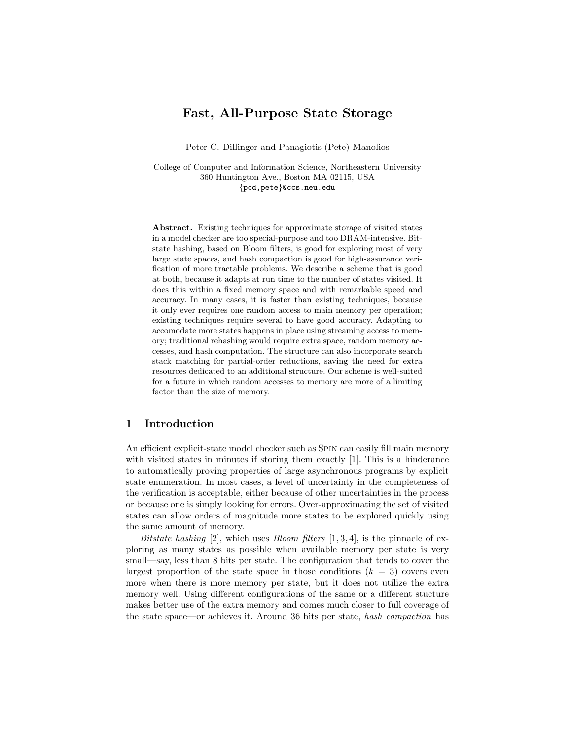# Fast, All-Purpose State Storage

Peter C. Dillinger and Panagiotis (Pete) Manolios

College of Computer and Information Science, Northeastern University
360 Huntington Ave., Boston MA 02115, USA
{pcd,pete}@ccs.neu.edu

**Abstract.** Existing techniques for approximate storage of visited states in a model checker are too special-purpose and too DRAM-intensive. Bitstate hashing, based on Bloom filters, is good for exploring most of very large state spaces, and hash compaction is good for high-assurance verification of more tractable problems. We describe a scheme that is good at both, because it adapts at run time to the number of states visited. It does this within a fixed memory space and with remarkable speed and accuracy. In many cases, it is faster than existing techniques, because it only ever requires one random access to main memory per operation; existing techniques require several to have good accuracy. Adapting to accomodate more states happens in place using streaming access to memory; traditional rehashing would require extra space, random memory accesses, and hash computation. The structure can also incorporate search stack matching for partial-order reductions, saving the need for extra resources dedicated to an additional structure. Our scheme is well-suited for a future in which random accesses to memory are more of a limiting factor than the size of memory.

## 1 Introduction

An efficient explicit-state model checker such as SPIN can easily fill main memory with visited states in minutes if storing them exactly [1]. This is a hinderance to automatically proving properties of large asynchronous programs by explicit state enumeration. In most cases, a level of uncertainty in the completeness of the verification is acceptable, either because of other uncertainties in the process or because one is simply looking for errors. Over-approximating the set of visited states can allow orders of magnitude more states to be explored quickly using the same amount of memory.

*Bitstate hashing* [2], which uses *Bloom filters* [1, 3, 4], is the pinnacle of exploring as many states as possible when available memory per state is very small—say, less than 8 bits per state. The configuration that tends to cover the largest proportion of the state space in those conditions ($k = 3$) covers even more when there is more memory per state, but it does not utilize the extra memory well. Using different configurations of the same or a different stucture makes better use of the extra memory and comes much closer to full coverage of the state space—or achieves it. Around 36 bits per state, *hash compaction* has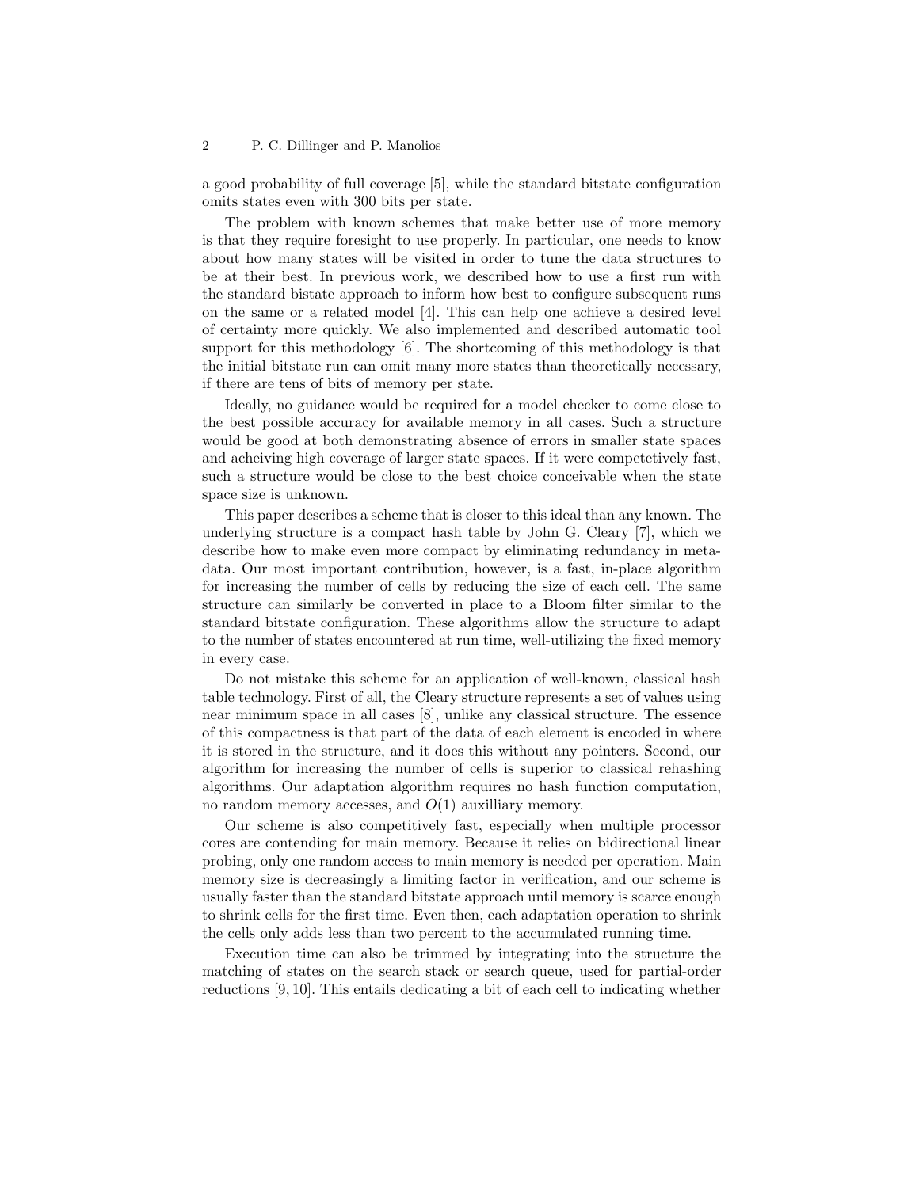a good probability of full coverage [5], while the standard bitstate configuration omits states even with 300 bits per state.

The problem with known schemes that make better use of more memory is that they require foresight to use properly. In particular, one needs to know about how many states will be visited in order to tune the data structures to be at their best. In previous work, we described how to use a first run with the standard bistate approach to inform how best to configure subsequent runs on the same or a related model [4]. This can help one achieve a desired level of certainty more quickly. We also implemented and described automatic tool support for this methodology [6]. The shortcoming of this methodology is that the initial bitstate run can omit many more states than theoretically necessary, if there are tens of bits of memory per state.

Ideally, no guidance would be required for a model checker to come close to the best possible accuracy for available memory in all cases. Such a structure would be good at both demonstrating absence of errors in smaller state spaces and acheiving high coverage of larger state spaces. If it were competetively fast, such a structure would be close to the best choice conceivable when the state space size is unknown.

This paper describes a scheme that is closer to this ideal than any known. The underlying structure is a compact hash table by John G. Cleary [7], which we describe how to make even more compact by eliminating redundancy in metadata. Our most important contribution, however, is a fast, in-place algorithm for increasing the number of cells by reducing the size of each cell. The same structure can similarly be converted in place to a Bloom filter similar to the standard bitstate configuration. These algorithms allow the structure to adapt to the number of states encountered at run time, well-utilizing the fixed memory in every case.

Do not mistake this scheme for an application of well-known, classical hash table technology. First of all, the Cleary structure represents a set of values using near minimum space in all cases [8], unlike any classical structure. The essence of this compactness is that part of the data of each element is encoded in where it is stored in the structure, and it does this without any pointers. Second, our algorithm for increasing the number of cells is superior to classical rehashing algorithms. Our adaptation algorithm requires no hash function computation, no random memory accesses, and $O(1)$ auxilliary memory.

Our scheme is also competitively fast, especially when multiple processor cores are contending for main memory. Because it relies on bidirectional linear probing, only one random access to main memory is needed per operation. Main memory size is decreasingly a limiting factor in verification, and our scheme is usually faster than the standard bitstate approach until memory is scarce enough to shrink cells for the first time. Even then, each adaptation operation to shrink the cells only adds less than two percent to the accumulated running time.

Execution time can also be trimmed by integrating into the structure the matching of states on the search stack or search queue, used for partial-order reductions [9, 10]. This entails dedicating a bit of each cell to indicating whether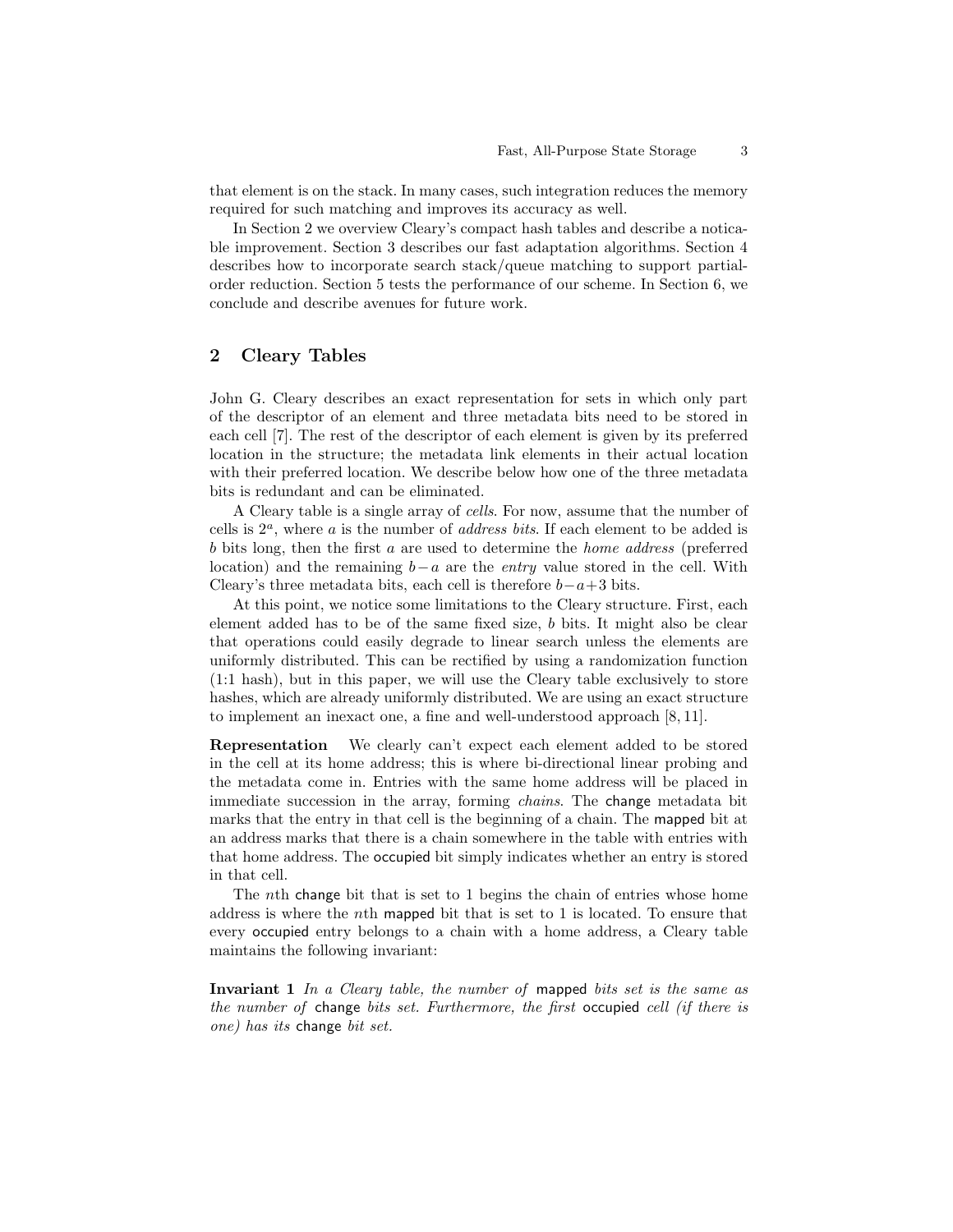that element is on the stack. In many cases, such integration reduces the memory required for such matching and improves its accuracy as well.

In Section 2 we overview Cleary's compact hash tables and describe a noticable improvement. Section 3 describes our fast adaptation algorithms. Section 4 describes how to incorporate search stack/queue matching to support partial-order reduction. Section 5 tests the performance of our scheme. In Section 6, we conclude and describe avenues for future work.

## 2 Cleary Tables

John G. Cleary describes an exact representation for sets in which only part of the descriptor of an element and three metadata bits need to be stored in each cell [7]. The rest of the descriptor of each element is given by its preferred location in the structure; the metadata link elements in their actual location with their preferred location. We describe below how one of the three metadata bits is redundant and can be eliminated.

A Cleary table is a single array of *cells*. For now, assume that the number of cells is $2^a$, where $a$ is the number of *address bits*. If each element to be added is $b$ bits long, then the first $a$ are used to determine the *home address* (preferred location) and the remaining $b-a$ are the *entry* value stored in the cell. With Cleary's three metadata bits, each cell is therefore $b-a+3$ bits.

At this point, we notice some limitations to the Cleary structure. First, each element added has to be of the same fixed size, $b$ bits. It might also be clear that operations could easily degrade to linear search unless the elements are uniformly distributed. This can be rectified by using a randomization function (1:1 hash), but in this paper, we will use the Cleary table exclusively to store hashes, which are already uniformly distributed. We are using an exact structure to implement an inexact one, a fine and well-understood approach [8, 11].

**Representation** We clearly can't expect each element added to be stored in the cell at its home address; this is where bi-directional linear probing and the metadata come in. Entries with the same home address will be placed in immediate succession in the array, forming *chains*. The change metadata bit marks that the entry in that cell is the beginning of a chain. The mapped bit at an address marks that there is a chain somewhere in the table with entries with that home address. The occupied bit simply indicates whether an entry is stored in that cell.

The $n$th change bit that is set to 1 begins the chain of entries whose home address is where the $n$th mapped bit that is set to 1 is located. To ensure that every occupied entry belongs to a chain with a home address, a Cleary table maintains the following invariant:

**Invariant 1** *In a Cleary table, the number of* mapped *bits set is the same as the number of* change *bits set. Furthermore, the first* occupied *cell (if there is one) has its* change *bit set.*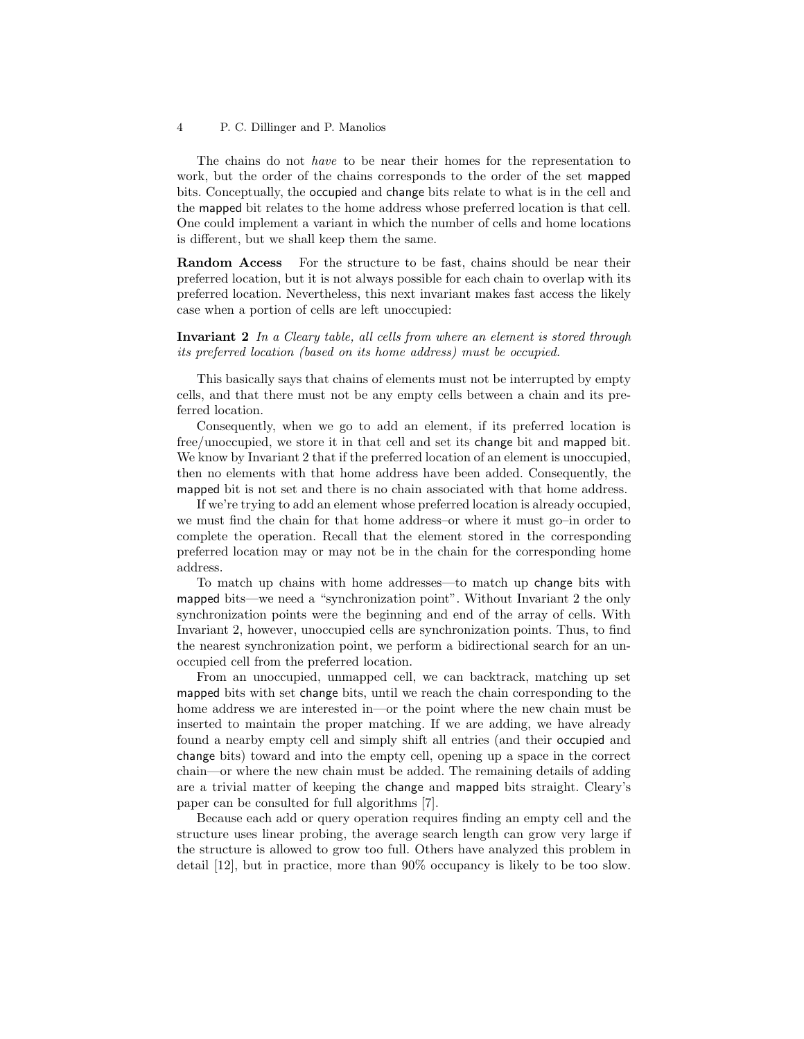The chains do not *have* to be near their homes for the representation to work, but the order of the chains corresponds to the order of the set mapped bits. Conceptually, the occupied and change bits relate to what is in the cell and the mapped bit relates to the home address whose preferred location is that cell. One could implement a variant in which the number of cells and home locations is different, but we shall keep them the same.

**Random Access** For the structure to be fast, chains should be near their preferred location, but it is not always possible for each chain to overlap with its preferred location. Nevertheless, this next invariant makes fast access the likely case when a portion of cells are left unoccupied:

**Invariant 2** *In a Cleary table, all cells from where an element is stored through its preferred location (based on its home address) must be occupied.*

This basically says that chains of elements must not be interrupted by empty cells, and that there must not be any empty cells between a chain and its preferred location.

Consequently, when we go to add an element, if its preferred location is free/unoccupied, we store it in that cell and set its change bit and mapped bit. We know by Invariant 2 that if the preferred location of an element is unoccupied, then no elements with that home address have been added. Consequently, the mapped bit is not set and there is no chain associated with that home address.

If we're trying to add an element whose preferred location is already occupied, we must find the chain for that home address–or where it must go–in order to complete the operation. Recall that the element stored in the corresponding preferred location may or may not be in the chain for the corresponding home address.

To match up chains with home addresses—to match up change bits with mapped bits—we need a "synchronization point". Without Invariant 2 the only synchronization points were the beginning and end of the array of cells. With Invariant 2, however, unoccupied cells are synchronization points. Thus, to find the nearest synchronization point, we perform a bidirectional search for an unoccupied cell from the preferred location.

From an unoccupied, unmapped cell, we can backtrack, matching up set mapped bits with set change bits, until we reach the chain corresponding to the home address we are interested in—or the point where the new chain must be inserted to maintain the proper matching. If we are adding, we have already found a nearby empty cell and simply shift all entries (and their occupied and change bits) toward and into the empty cell, opening up a space in the correct chain—or where the new chain must be added. The remaining details of adding are a trivial matter of keeping the change and mapped bits straight. Cleary's paper can be consulted for full algorithms [7].

Because each add or query operation requires finding an empty cell and the structure uses linear probing, the average search length can grow very large if the structure is allowed to grow too full. Others have analyzed this problem in detail [12], but in practice, more than 90% occupancy is likely to be too slow.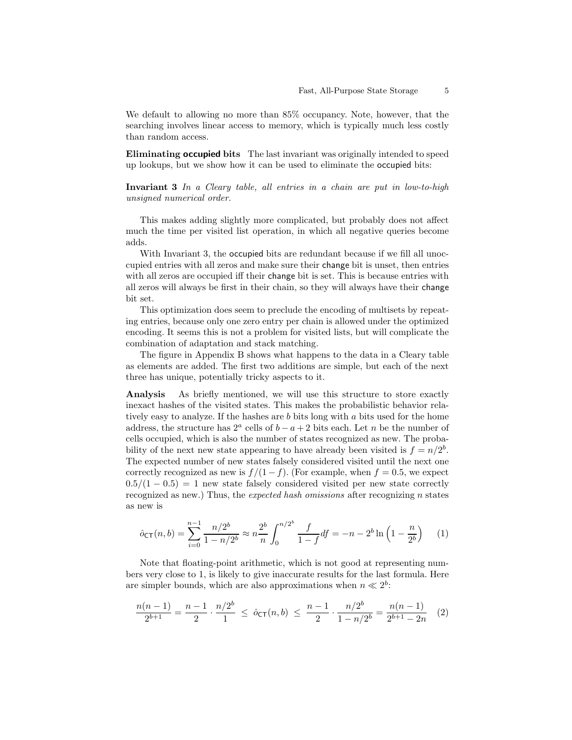We default to allowing no more than 85% occupancy. Note, however, that the searching involves linear access to memory, which is typically much less costly than random access.

**Eliminating occupied bits** The last invariant was originally intended to speed up lookups, but we show how it can be used to eliminate the occupied bits:

**Invariant 3** *In a Cleary table, all entries in a chain are put in low-to-high unsigned numerical order.*

This makes adding slightly more complicated, but probably does not affect much the time per visited list operation, in which all negative queries become adds.

With Invariant 3, the occupied bits are redundant because if we fill all unoccupied entries with all zeros and make sure their change bit is unset, then entries with all zeros are occupied iff their change bit is set. This is because entries with all zeros will always be first in their chain, so they will always have their change bit set.

This optimization does seem to preclude the encoding of multisets by repeating entries, because only one zero entry per chain is allowed under the optimized encoding. It seems this is not a problem for visited lists, but will complicate the combination of adaptation and stack matching.

The figure in Appendix B shows what happens to the data in a Cleary table as elements are added. The first two additions are simple, but each of the next three has unique, potentially tricky aspects to it.

**Analysis** As briefly mentioned, we will use this structure to store exactly inexact hashes of the visited states. This makes the probabilistic behavior relatively easy to analyze. If the hashes are $b$ bits long with $a$ bits used for the home address, the structure has $2^a$ cells of $b - a + 2$ bits each. Let $n$ be the number of cells occupied, which is also the number of states recognized as new. The probability of the next new state appearing to have already been visited is $f = n/2^b$. The expected number of new states falsely considered visited until the next one correctly recognized as new is $f/(1-f)$. (For example, when $f = 0.5$, we expect $0.5/(1 - 0.5) = 1$ new state falsely considered visited per new state correctly recognized as new.) Thus, the *expected hash omissions* after recognizing $n$ states as new is

$$\hat{o}_{\mathsf{CT}}(n, b) = \sum_{i=0}^{n-1} \frac{n/2^b}{1 - n/2^b} \approx n \frac{2^b}{n} \int_0^{n/2^b} \frac{f}{1-f} df = -n - 2^b \ln\left(1 - \frac{n}{2^b}\right) \quad (1)$$

Note that floating-point arithmetic, which is not good at representing numbers very close to 1, is likely to give inaccurate results for the last formula. Here are simpler bounds, which are also approximations when $n \ll 2^b$:

$$\frac{n(n-1)}{2^{b+1}} = \frac{n-1}{2} \cdot \frac{n/2^b}{1} \;\leq\; \hat{o}_{\mathsf{CT}}(n, b) \;\leq\; \frac{n-1}{2} \cdot \frac{n/2^b}{1 - n/2^b} = \frac{n(n-1)}{2^{b+1} - 2n} \quad (2)$$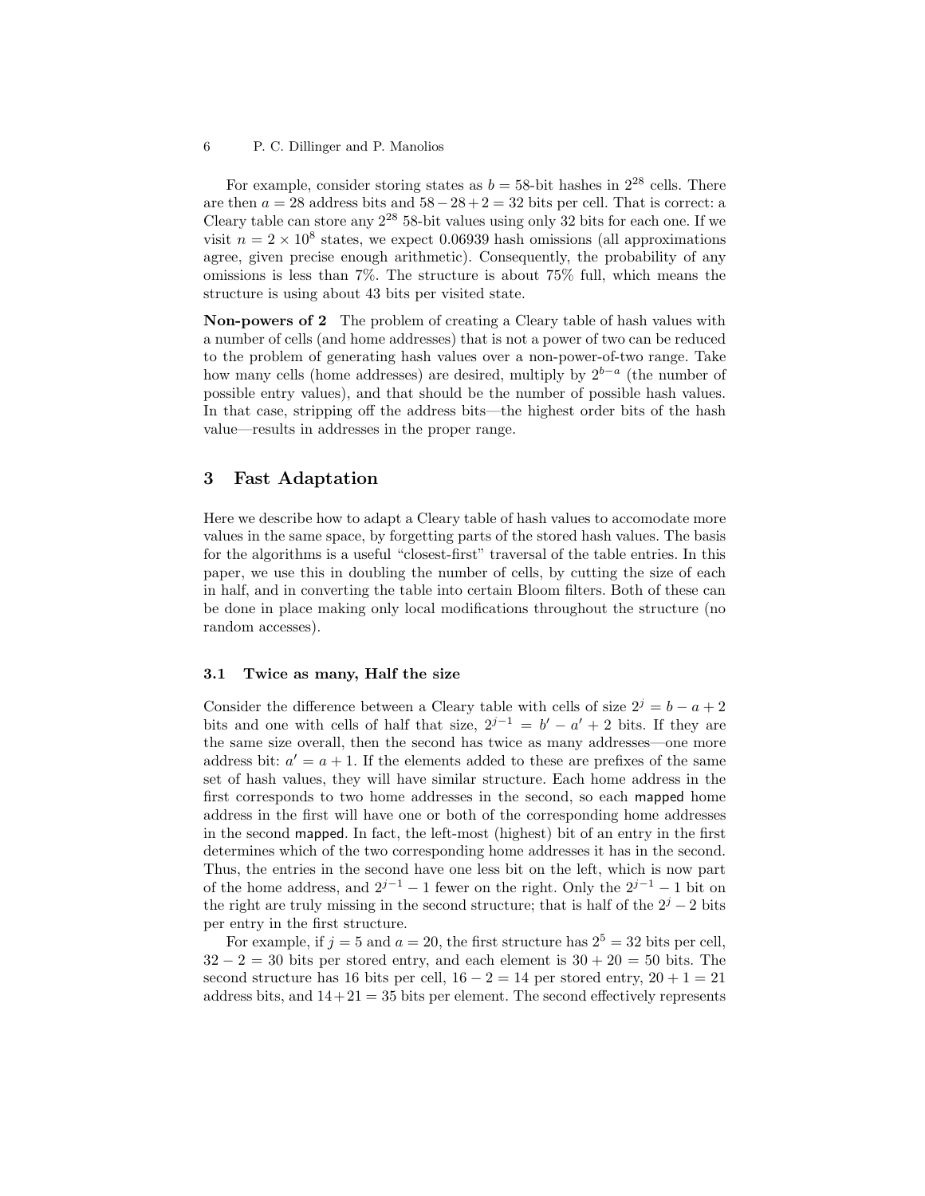For example, consider storing states as $b = 58$-bit hashes in $2^{28}$ cells. There are then $a = 28$ address bits and $58 - 28 + 2 = 32$ bits per cell. That is correct: a Cleary table can store any $2^{28}$ 58-bit values using only 32 bits for each one. If we visit $n = 2 \times 10^8$ states, we expect 0.06939 hash omissions (all approximations agree, given precise enough arithmetic). Consequently, the probability of any omissions is less than 7%. The structure is about 75% full, which means the structure is using about 43 bits per visited state.

**Non-powers of 2** The problem of creating a Cleary table of hash values with a number of cells (and home addresses) that is not a power of two can be reduced to the problem of generating hash values over a non-power-of-two range. Take how many cells (home addresses) are desired, multiply by $2^{b-a}$ (the number of possible entry values), and that should be the number of possible hash values. In that case, stripping off the address bits—the highest order bits of the hash value—results in addresses in the proper range.

## 3 Fast Adaptation

Here we describe how to adapt a Cleary table of hash values to accomodate more values in the same space, by forgetting parts of the stored hash values. The basis for the algorithms is a useful "closest-first" traversal of the table entries. In this paper, we use this in doubling the number of cells, by cutting the size of each in half, and in converting the table into certain Bloom filters. Both of these can be done in place making only local modifications throughout the structure (no random accesses).

### 3.1 Twice as many, Half the size

Consider the difference between a Cleary table with cells of size $2^j = b - a + 2$ bits and one with cells of half that size, $2^{j-1} = b' - a' + 2$ bits. If they are the same size overall, then the second has twice as many addresses—one more address bit: $a' = a + 1$. If the elements added to these are prefixes of the same set of hash values, they will have similar structure. Each home address in the first corresponds to two home addresses in the second, so each mapped home address in the first will have one or both of the corresponding home addresses in the second mapped. In fact, the left-most (highest) bit of an entry in the first determines which of the two corresponding home addresses it has in the second. Thus, the entries in the second have one less bit on the left, which is now part of the home address, and $2^{j-1} - 1$ fewer on the right. Only the $2^{j-1} - 1$ bit on the right are truly missing in the second structure; that is half of the $2^j - 2$ bits per entry in the first structure.

For example, if $j = 5$ and $a = 20$, the first structure has $2^5 = 32$ bits per cell, $32 - 2 = 30$ bits per stored entry, and each element is $30 + 20 = 50$ bits. The second structure has 16 bits per cell, $16 - 2 = 14$ per stored entry, $20 + 1 = 21$ address bits, and $14 + 21 = 35$ bits per element. The second effectively represents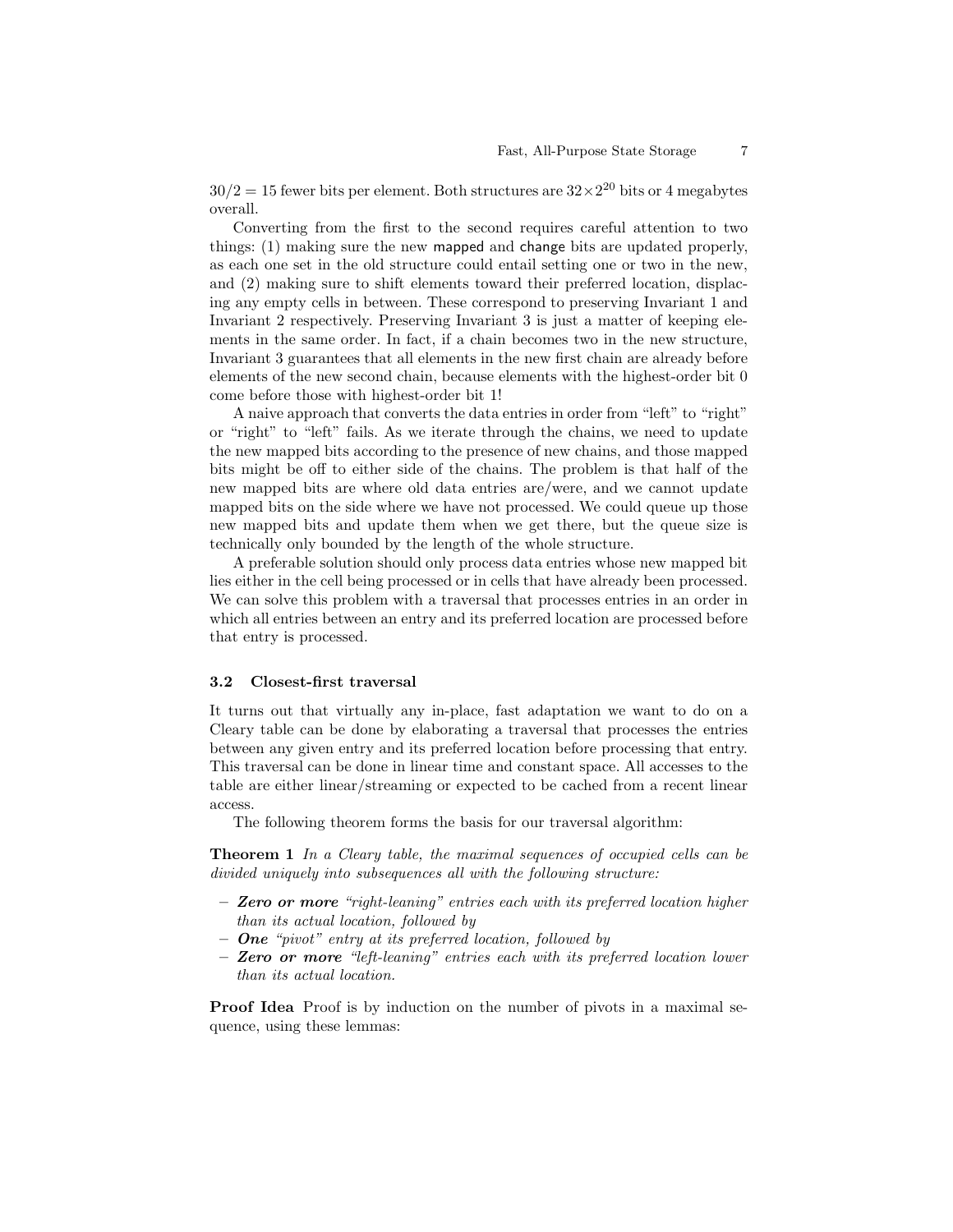$30/2 = 15$ fewer bits per element. Both structures are $32 \times 2^{20}$ bits or 4 megabytes overall.

Converting from the first to the second requires careful attention to two things: (1) making sure the new mapped and change bits are updated properly, as each one set in the old structure could entail setting one or two in the new, and (2) making sure to shift elements toward their preferred location, displacing any empty cells in between. These correspond to preserving Invariant 1 and Invariant 2 respectively. Preserving Invariant 3 is just a matter of keeping elements in the same order. In fact, if a chain becomes two in the new structure, Invariant 3 guarantees that all elements in the new first chain are already before elements of the new second chain, because elements with the highest-order bit 0 come before those with highest-order bit 1!

A naive approach that converts the data entries in order from "left" to "right" or "right" to "left" fails. As we iterate through the chains, we need to update the new mapped bits according to the presence of new chains, and those mapped bits might be off to either side of the chains. The problem is that half of the new mapped bits are where old data entries are/were, and we cannot update mapped bits on the side where we have not processed. We could queue up those new mapped bits and update them when we get there, but the queue size is technically only bounded by the length of the whole structure.

A preferable solution should only process data entries whose new mapped bit lies either in the cell being processed or in cells that have already been processed. We can solve this problem with a traversal that processes entries in an order in which all entries between an entry and its preferred location are processed before that entry is processed.

### 3.2 Closest-first traversal

It turns out that virtually any in-place, fast adaptation we want to do on a Cleary table can be done by elaborating a traversal that processes the entries between any given entry and its preferred location before processing that entry. This traversal can be done in linear time and constant space. All accesses to the table are either linear/streaming or expected to be cached from a recent linear access.

The following theorem forms the basis for our traversal algorithm:

**Theorem 1** *In a Cleary table, the maximal sequences of occupied cells can be divided uniquely into subsequences all with the following structure:*

- ***Zero or more*** *"right-leaning" entries each with its preferred location higher than its actual location, followed by*
- ***One*** *"pivot" entry at its preferred location, followed by*
- ***Zero or more*** *"left-leaning" entries each with its preferred location lower than its actual location.*

**Proof Idea** Proof is by induction on the number of pivots in a maximal sequence, using these lemmas: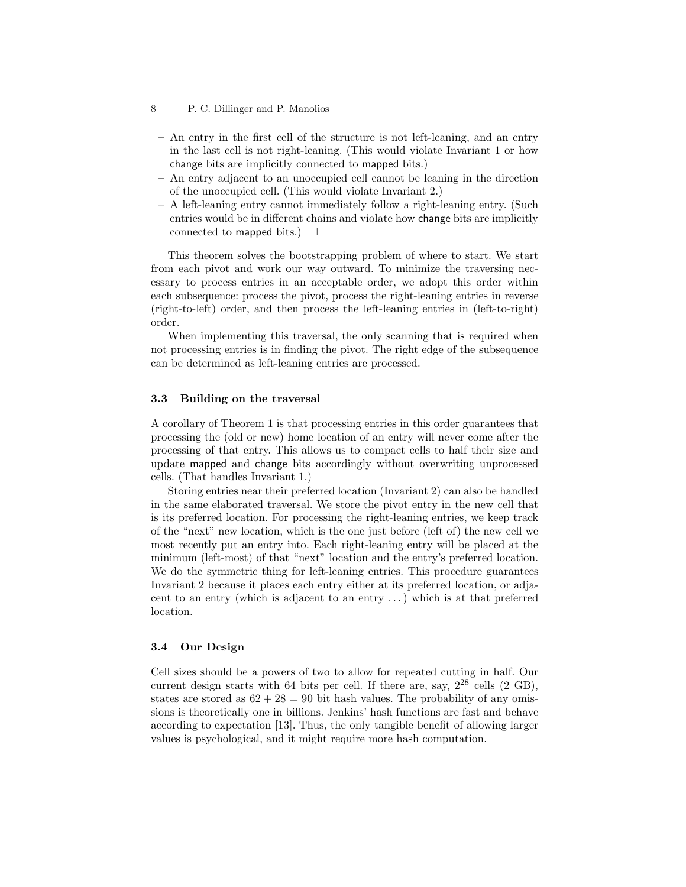- An entry in the first cell of the structure is not left-leaning, and an entry in the last cell is not right-leaning. (This would violate Invariant 1 or how change bits are implicitly connected to mapped bits.)
- An entry adjacent to an unoccupied cell cannot be leaning in the direction of the unoccupied cell. (This would violate Invariant 2.)
- A left-leaning entry cannot immediately follow a right-leaning entry. (Such entries would be in different chains and violate how change bits are implicitly connected to mapped bits.) □

This theorem solves the bootstrapping problem of where to start. We start from each pivot and work our way outward. To minimize the traversing necessary to process entries in an acceptable order, we adopt this order within each subsequence: process the pivot, process the right-leaning entries in reverse (right-to-left) order, and then process the left-leaning entries in (left-to-right) order.

When implementing this traversal, the only scanning that is required when not processing entries is in finding the pivot. The right edge of the subsequence can be determined as left-leaning entries are processed.

### 3.3 Building on the traversal

A corollary of Theorem 1 is that processing entries in this order guarantees that processing the (old or new) home location of an entry will never come after the processing of that entry. This allows us to compact cells to half their size and update mapped and change bits accordingly without overwriting unprocessed cells. (That handles Invariant 1.)

Storing entries near their preferred location (Invariant 2) can also be handled in the same elaborated traversal. We store the pivot entry in the new cell that is its preferred location. For processing the right-leaning entries, we keep track of the "next" new location, which is the one just before (left of) the new cell we most recently put an entry into. Each right-leaning entry will be placed at the minimum (left-most) of that "next" location and the entry's preferred location. We do the symmetric thing for left-leaning entries. This procedure guarantees Invariant 2 because it places each entry either at its preferred location, or adjacent to an entry (which is adjacent to an entry ...) which is at that preferred location.

### 3.4 Our Design

Cell sizes should be a powers of two to allow for repeated cutting in half. Our current design starts with 64 bits per cell. If there are, say, $2^{28}$ cells (2 GB), states are stored as $62 + 28 = 90$ bit hash values. The probability of any omissions is theoretically one in billions. Jenkins' hash functions are fast and behave according to expectation [13]. Thus, the only tangible benefit of allowing larger values is psychological, and it might require more hash computation.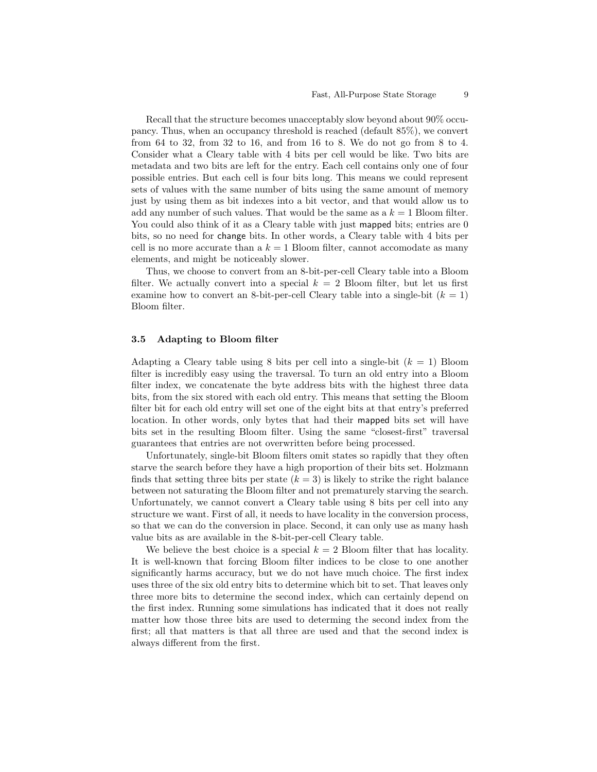Recall that the structure becomes unacceptably slow beyond about 90% occupancy. Thus, when an occupancy threshold is reached (default 85%), we convert from 64 to 32, from 32 to 16, and from 16 to 8. We do not go from 8 to 4. Consider what a Cleary table with 4 bits per cell would be like. Two bits are metadata and two bits are left for the entry. Each cell contains only one of four possible entries. But each cell is four bits long. This means we could represent sets of values with the same number of bits using the same amount of memory just by using them as bit indexes into a bit vector, and that would allow us to add any number of such values. That would be the same as a $k = 1$ Bloom filter. You could also think of it as a Cleary table with just mapped bits; entries are 0 bits, so no need for change bits. In other words, a Cleary table with 4 bits per cell is no more accurate than a $k = 1$ Bloom filter, cannot accomodate as many elements, and might be noticeably slower.

Thus, we choose to convert from an 8-bit-per-cell Cleary table into a Bloom filter. We actually convert into a special $k = 2$ Bloom filter, but let us first examine how to convert an 8-bit-per-cell Cleary table into a single-bit ($k = 1$) Bloom filter.

### 3.5 Adapting to Bloom filter

Adapting a Cleary table using 8 bits per cell into a single-bit ($k = 1$) Bloom filter is incredibly easy using the traversal. To turn an old entry into a Bloom filter index, we concatenate the byte address bits with the highest three data bits, from the six stored with each old entry. This means that setting the Bloom filter bit for each old entry will set one of the eight bits at that entry's preferred location. In other words, only bytes that had their mapped bits set will have bits set in the resulting Bloom filter. Using the same "closest-first" traversal guarantees that entries are not overwritten before being processed.

Unfortunately, single-bit Bloom filters omit states so rapidly that they often starve the search before they have a high proportion of their bits set. Holzmann finds that setting three bits per state ($k = 3$) is likely to strike the right balance between not saturating the Bloom filter and not prematurely starving the search. Unfortunately, we cannot convert a Cleary table using 8 bits per cell into any structure we want. First of all, it needs to have locality in the conversion process, so that we can do the conversion in place. Second, it can only use as many hash value bits as are available in the 8-bit-per-cell Cleary table.

We believe the best choice is a special $k = 2$ Bloom filter that has locality. It is well-known that forcing Bloom filter indices to be close to one another significantly harms accuracy, but we do not have much choice. The first index uses three of the six old entry bits to determine which bit to set. That leaves only three more bits to determine the second index, which can certainly depend on the first index. Running some simulations has indicated that it does not really matter how those three bits are used to determing the second index from the first; all that matters is that all three are used and that the second index is always different from the first.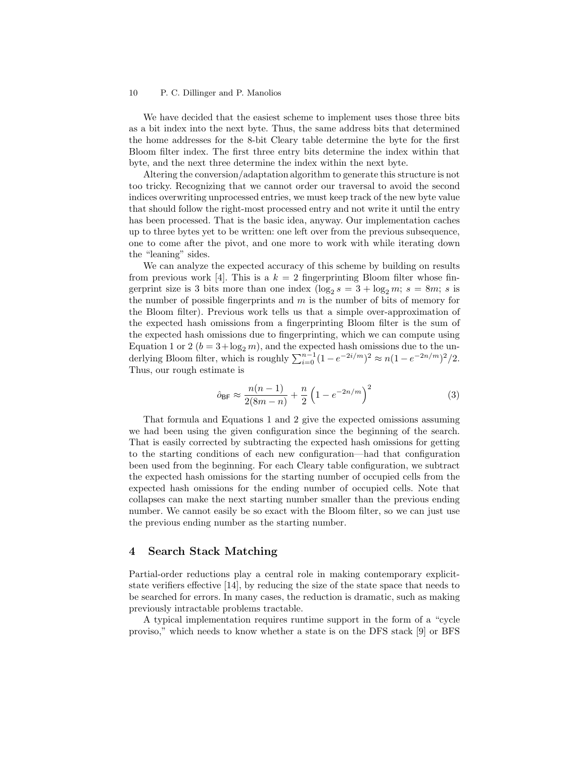We have decided that the easiest scheme to implement uses those three bits as a bit index into the next byte. Thus, the same address bits that determined the home addresses for the 8-bit Cleary table determine the byte for the first Bloom filter index. The first three entry bits determine the index within that byte, and the next three determine the index within the next byte.

Altering the conversion/adaptation algorithm to generate this structure is not too tricky. Recognizing that we cannot order our traversal to avoid the second indices overwriting unprocessed entries, we must keep track of the new byte value that should follow the right-most processed entry and not write it until the entry has been processed. That is the basic idea, anyway. Our implementation caches up to three bytes yet to be written: one left over from the previous subsequence, one to come after the pivot, and one more to work with while iterating down the "leaning" sides.

We can analyze the expected accuracy of this scheme by building on results from previous work [4]. This is a $k = 2$ fingerprinting Bloom filter whose fingerprint size is 3 bits more than one index ($\log_2 s = 3 + \log_2 m$; $s = 8m$; $s$ is the number of possible fingerprints and $m$ is the number of bits of memory for the Bloom filter). Previous work tells us that a simple over-approximation of the expected hash omissions from a fingerprinting Bloom filter is the sum of the expected hash omissions due to fingerprinting, which we can compute using Equation 1 or 2 ($b = 3 + \log_2 m$), and the expected hash omissions due to the underlying Bloom filter, which is roughly $\sum_{i=0}^{n-1}(1 - e^{-2i/m})^2 \approx n(1 - e^{-2n/m})^2/2$. Thus, our rough estimate is

$$\hat{o}_{\mathsf{BF}} \approx \frac{n(n-1)}{2(8m-n)} + \frac{n}{2}\left(1 - e^{-2n/m}\right)^2 \tag{3}$$

That formula and Equations 1 and 2 give the expected omissions assuming we had been using the given configuration since the beginning of the search. That is easily corrected by subtracting the expected hash omissions for getting to the starting conditions of each new configuration—had that configuration been used from the beginning. For each Cleary table configuration, we subtract the expected hash omissions for the starting number of occupied cells from the expected hash omissions for the ending number of occupied cells. Note that collapses can make the next starting number smaller than the previous ending number. We cannot easily be so exact with the Bloom filter, so we can just use the previous ending number as the starting number.

## 4 Search Stack Matching

Partial-order reductions play a central role in making contemporary explicit-state verifiers effective [14], by reducing the size of the state space that needs to be searched for errors. In many cases, the reduction is dramatic, such as making previously intractable problems tractable.

A typical implementation requires runtime support in the form of a "cycle proviso," which needs to know whether a state is on the DFS stack [9] or BFS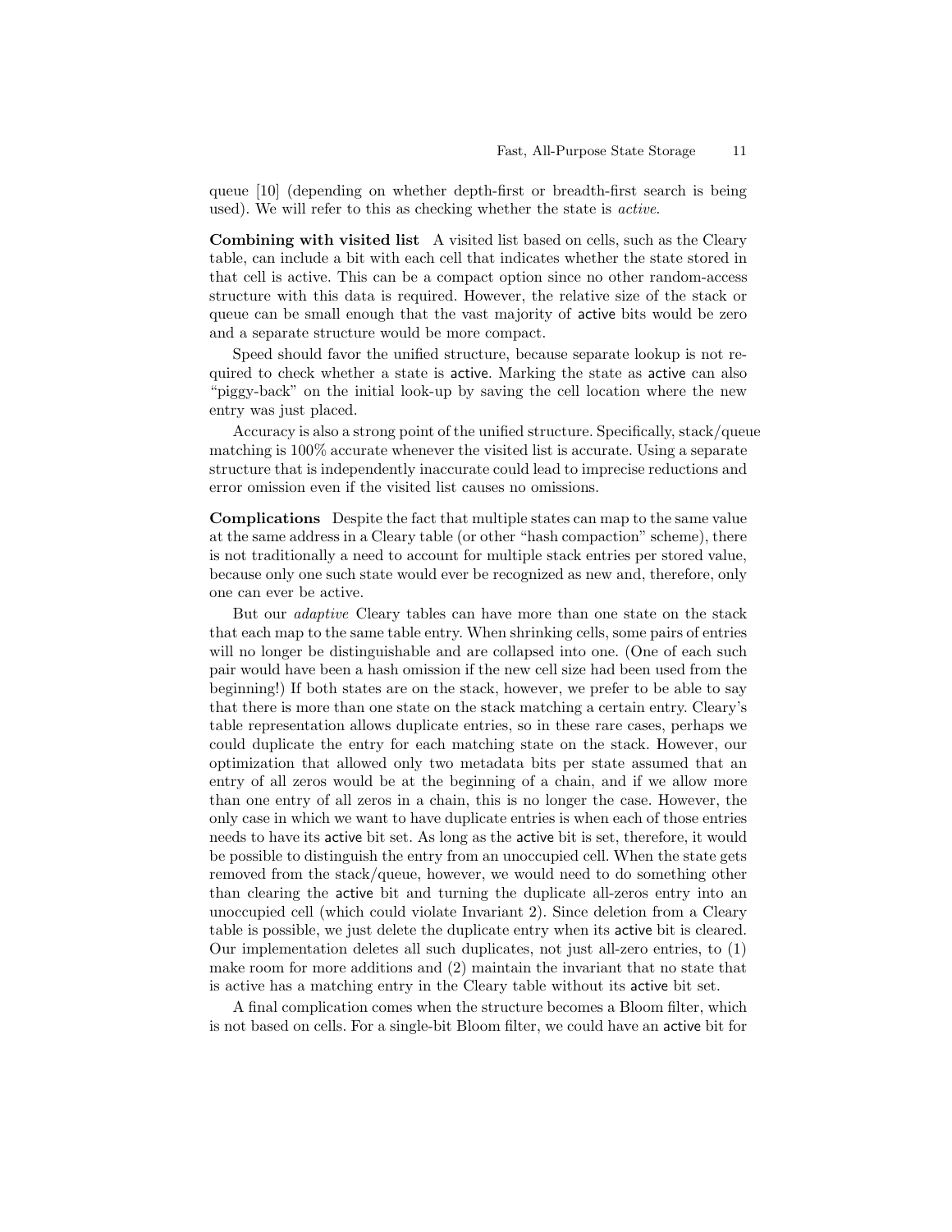queue [10] (depending on whether depth-first or breadth-first search is being used). We will refer to this as checking whether the state is *active*.

**Combining with visited list** A visited list based on cells, such as the Cleary table, can include a bit with each cell that indicates whether the state stored in that cell is active. This can be a compact option since no other random-access structure with this data is required. However, the relative size of the stack or queue can be small enough that the vast majority of active bits would be zero and a separate structure would be more compact.

Speed should favor the unified structure, because separate lookup is not required to check whether a state is active. Marking the state as active can also "piggy-back" on the initial look-up by saving the cell location where the new entry was just placed.

Accuracy is also a strong point of the unified structure. Specifically, stack/queue matching is 100% accurate whenever the visited list is accurate. Using a separate structure that is independently inaccurate could lead to imprecise reductions and error omission even if the visited list causes no omissions.

**Complications** Despite the fact that multiple states can map to the same value at the same address in a Cleary table (or other "hash compaction" scheme), there is not traditionally a need to account for multiple stack entries per stored value, because only one such state would ever be recognized as new and, therefore, only one can ever be active.

But our *adaptive* Cleary tables can have more than one state on the stack that each map to the same table entry. When shrinking cells, some pairs of entries will no longer be distinguishable and are collapsed into one. (One of each such pair would have been a hash omission if the new cell size had been used from the beginning!) If both states are on the stack, however, we prefer to be able to say that there is more than one state on the stack matching a certain entry. Cleary's table representation allows duplicate entries, so in these rare cases, perhaps we could duplicate the entry for each matching state on the stack. However, our optimization that allowed only two metadata bits per state assumed that an entry of all zeros would be at the beginning of a chain, and if we allow more than one entry of all zeros in a chain, this is no longer the case. However, the only case in which we want to have duplicate entries is when each of those entries needs to have its active bit set. As long as the active bit is set, therefore, it would be possible to distinguish the entry from an unoccupied cell. When the state gets removed from the stack/queue, however, we would need to do something other than clearing the active bit and turning the duplicate all-zeros entry into an unoccupied cell (which could violate Invariant 2). Since deletion from a Cleary table is possible, we just delete the duplicate entry when its active bit is cleared. Our implementation deletes all such duplicates, not just all-zero entries, to (1) make room for more additions and (2) maintain the invariant that no state that is active has a matching entry in the Cleary table without its active bit set.

A final complication comes when the structure becomes a Bloom filter, which is not based on cells. For a single-bit Bloom filter, we could have an active bit for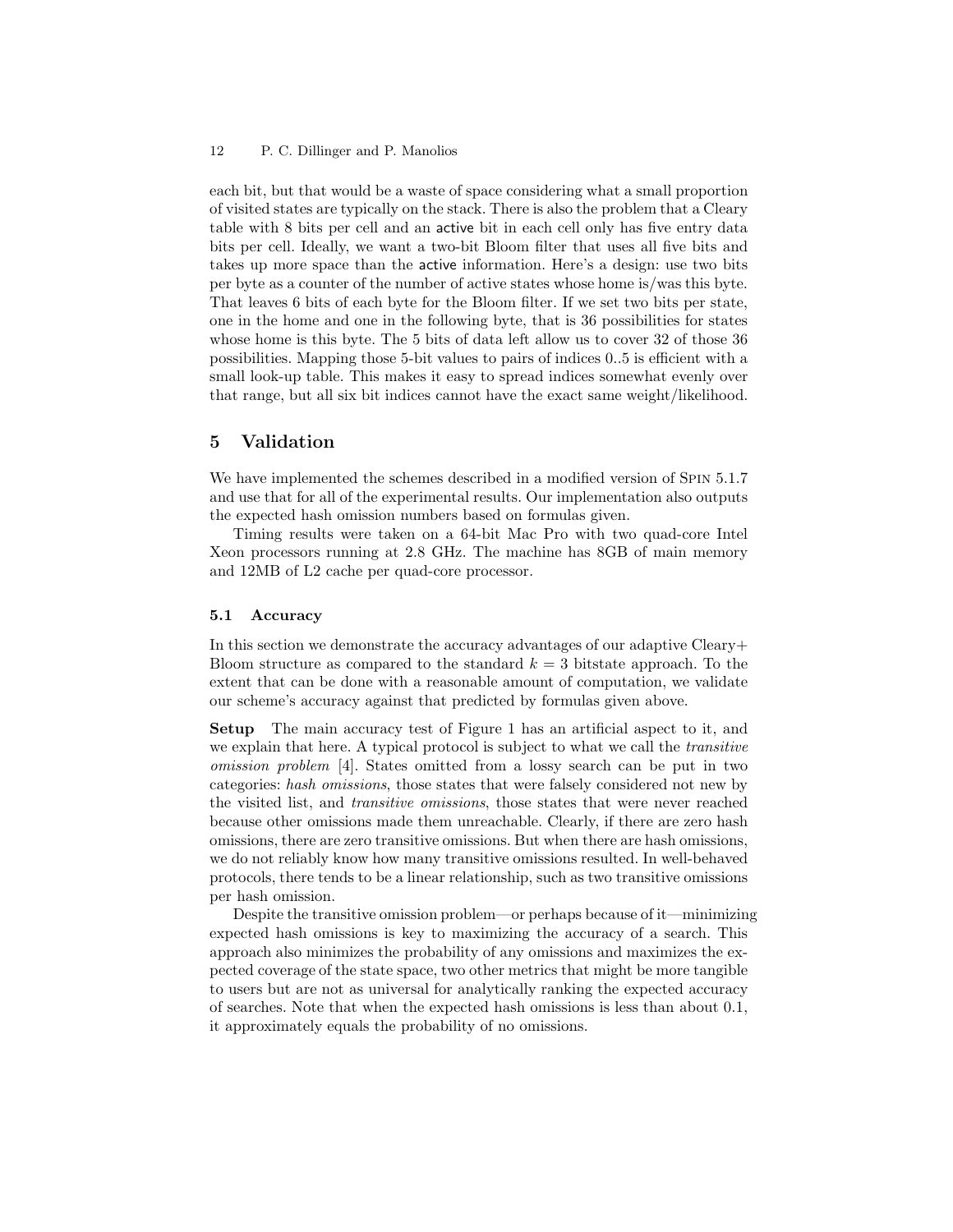each bit, but that would be a waste of space considering what a small proportion of visited states are typically on the stack. There is also the problem that a Cleary table with 8 bits per cell and an active bit in each cell only has five entry data bits per cell. Ideally, we want a two-bit Bloom filter that uses all five bits and takes up more space than the active information. Here's a design: use two bits per byte as a counter of the number of active states whose home is/was this byte. That leaves 6 bits of each byte for the Bloom filter. If we set two bits per state, one in the home and one in the following byte, that is 36 possibilities for states whose home is this byte. The 5 bits of data left allow us to cover 32 of those 36 possibilities. Mapping those 5-bit values to pairs of indices 0..5 is efficient with a small look-up table. This makes it easy to spread indices somewhat evenly over that range, but all six bit indices cannot have the exact same weight/likelihood.

## 5 Validation

We have implemented the schemes described in a modified version of Spin 5.1.7 and use that for all of the experimental results. Our implementation also outputs the expected hash omission numbers based on formulas given.

Timing results were taken on a 64-bit Mac Pro with two quad-core Intel Xeon processors running at 2.8 GHz. The machine has 8GB of main memory and 12MB of L2 cache per quad-core processor.

### 5.1 Accuracy

In this section we demonstrate the accuracy advantages of our adaptive Cleary+ Bloom structure as compared to the standard $k = 3$ bitstate approach. To the extent that can be done with a reasonable amount of computation, we validate our scheme's accuracy against that predicted by formulas given above.

**Setup** The main accuracy test of Figure 1 has an artificial aspect to it, and we explain that here. A typical protocol is subject to what we call the *transitive omission problem* [4]. States omitted from a lossy search can be put in two categories: *hash omissions*, those states that were falsely considered not new by the visited list, and *transitive omissions*, those states that were never reached because other omissions made them unreachable. Clearly, if there are zero hash omissions, there are zero transitive omissions. But when there are hash omissions, we do not reliably know how many transitive omissions resulted. In well-behaved protocols, there tends to be a linear relationship, such as two transitive omissions per hash omission.

Despite the transitive omission problem—or perhaps because of it—minimizing expected hash omissions is key to maximizing the accuracy of a search. This approach also minimizes the probability of any omissions and maximizes the expected coverage of the state space, two other metrics that might be more tangible to users but are not as universal for analytically ranking the expected accuracy of searches. Note that when the expected hash omissions is less than about 0.1, it approximately equals the probability of no omissions.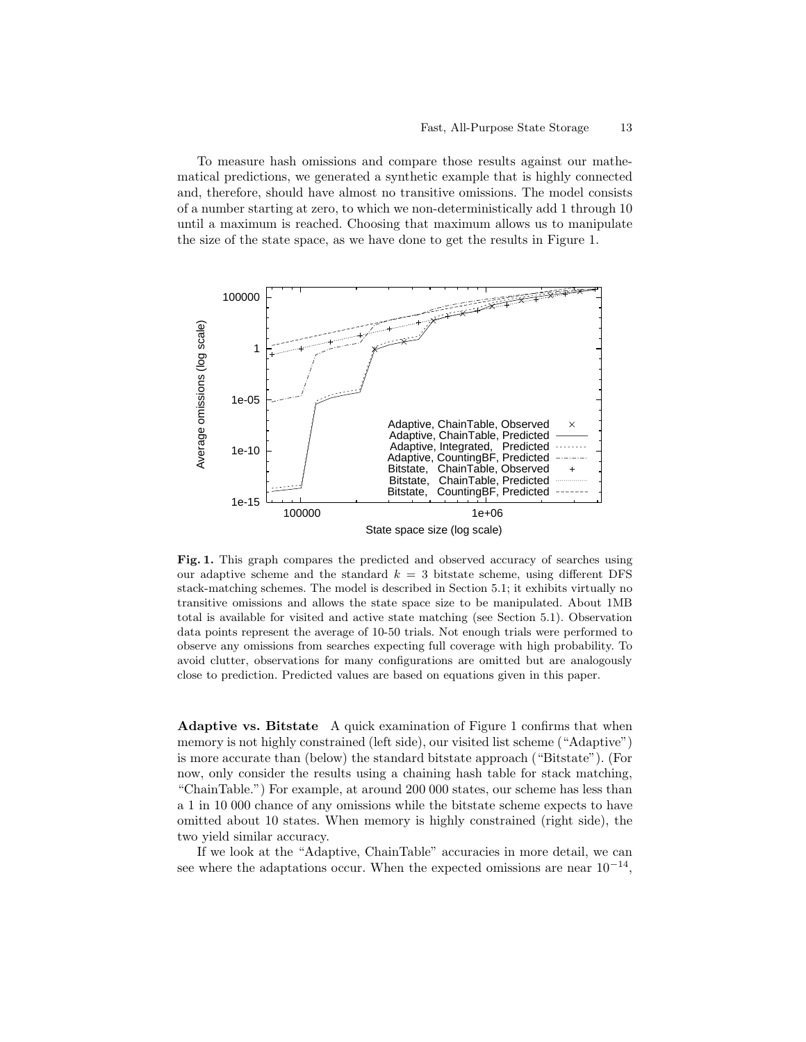To measure hash omissions and compare those results against our mathematical predictions, we generated a synthetic example that is highly connected and, therefore, should have almost no transitive omissions. The model consists of a number starting at zero, to which we non-deterministically add 1 through 10 until a maximum is reached. Choosing that maximum allows us to manipulate the size of the state space, as we have done to get the results in Figure 1.

**Fig. 1.** This graph compares the predicted and observed accuracy of searches using our adaptive scheme and the standard $k = 3$ bitstate scheme, using different DFS stack-matching schemes. The model is described in Section 5.1; it exhibits virtually no transitive omissions and allows the state space size to be manipulated. About 1MB total is available for visited and active state matching (see Section 5.1). Observation data points represent the average of 10-50 trials. Not enough trials were performed to observe any omissions from searches expecting full coverage with high probability. To avoid clutter, observations for many configurations are omitted but are analogously close to prediction. Predicted values are based on equations given in this paper.

**Adaptive vs. Bitstate** A quick examination of Figure 1 confirms that when memory is not highly constrained (left side), our visited list scheme ("Adaptive") is more accurate than (below) the standard bitstate approach ("Bitstate"). (For now, only consider the results using a chaining hash table for stack matching, "ChainTable.") For example, at around 200 000 states, our scheme has less than a 1 in 10 000 chance of any omissions while the bitstate scheme expects to have omitted about 10 states. When memory is highly constrained (right side), the two yield similar accuracy.

If we look at the "Adaptive, ChainTable" accuracies in more detail, we can see where the adaptations occur. When the expected omissions are near $10^{-14}$,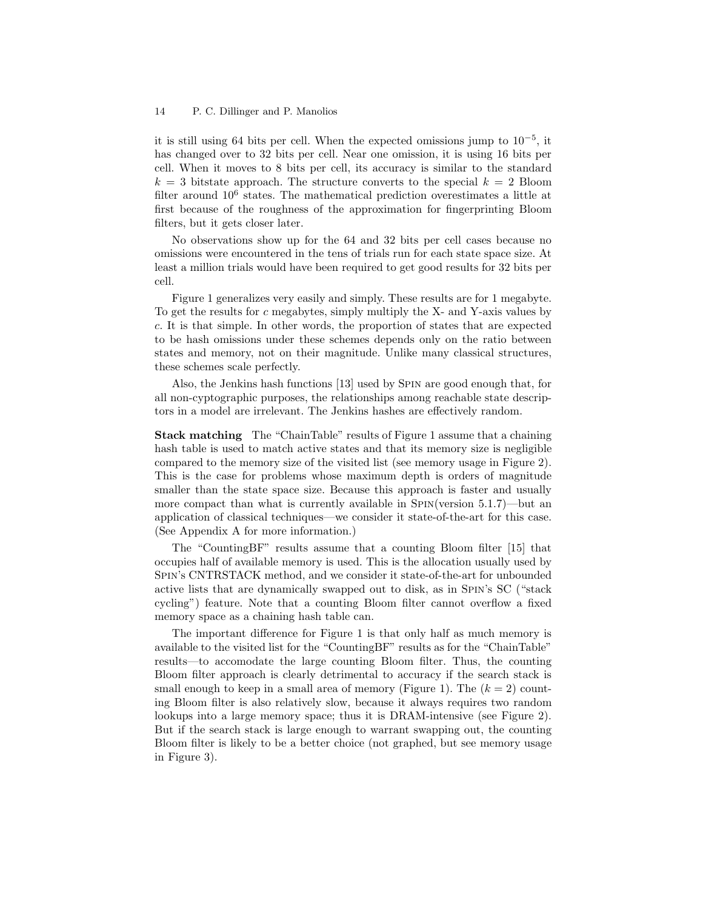it is still using 64 bits per cell. When the expected omissions jump to $10^{-5}$, it has changed over to 32 bits per cell. Near one omission, it is using 16 bits per cell. When it moves to 8 bits per cell, its accuracy is similar to the standard $k = 3$ bitstate approach. The structure converts to the special $k = 2$ Bloom filter around $10^6$ states. The mathematical prediction overestimates a little at first because of the roughness of the approximation for fingerprinting Bloom filters, but it gets closer later.

No observations show up for the 64 and 32 bits per cell cases because no omissions were encountered in the tens of trials run for each state space size. At least a million trials would have been required to get good results for 32 bits per cell.

Figure 1 generalizes very easily and simply. These results are for 1 megabyte. To get the results for $c$ megabytes, simply multiply the X- and Y-axis values by $c$. It is that simple. In other words, the proportion of states that are expected to be hash omissions under these schemes depends only on the ratio between states and memory, not on their magnitude. Unlike many classical structures, these schemes scale perfectly.

Also, the Jenkins hash functions [13] used by Spin are good enough that, for all non-cyptographic purposes, the relationships among reachable state descriptors in a model are irrelevant. The Jenkins hashes are effectively random.

**Stack matching** The "ChainTable" results of Figure 1 assume that a chaining hash table is used to match active states and that its memory size is negligible compared to the memory size of the visited list (see memory usage in Figure 2). This is the case for problems whose maximum depth is orders of magnitude smaller than the state space size. Because this approach is faster and usually more compact than what is currently available in Spin(version 5.1.7)—but an application of classical techniques—we consider it state-of-the-art for this case. (See Appendix A for more information.)

The "CountingBF" results assume that a counting Bloom filter [15] that occupies half of available memory is used. This is the allocation usually used by Spin's CNTRSTACK method, and we consider it state-of-the-art for unbounded active lists that are dynamically swapped out to disk, as in Spin's SC ("stack cycling") feature. Note that a counting Bloom filter cannot overflow a fixed memory space as a chaining hash table can.

The important difference for Figure 1 is that only half as much memory is available to the visited list for the "CountingBF" results as for the "ChainTable" results—to accomodate the large counting Bloom filter. Thus, the counting Bloom filter approach is clearly detrimental to accuracy if the search stack is small enough to keep in a small area of memory (Figure 1). The ($k = 2$) counting Bloom filter is also relatively slow, because it always requires two random lookups into a large memory space; thus it is DRAM-intensive (see Figure 2). But if the search stack is large enough to warrant swapping out, the counting Bloom filter is likely to be a better choice (not graphed, but see memory usage in Figure 3).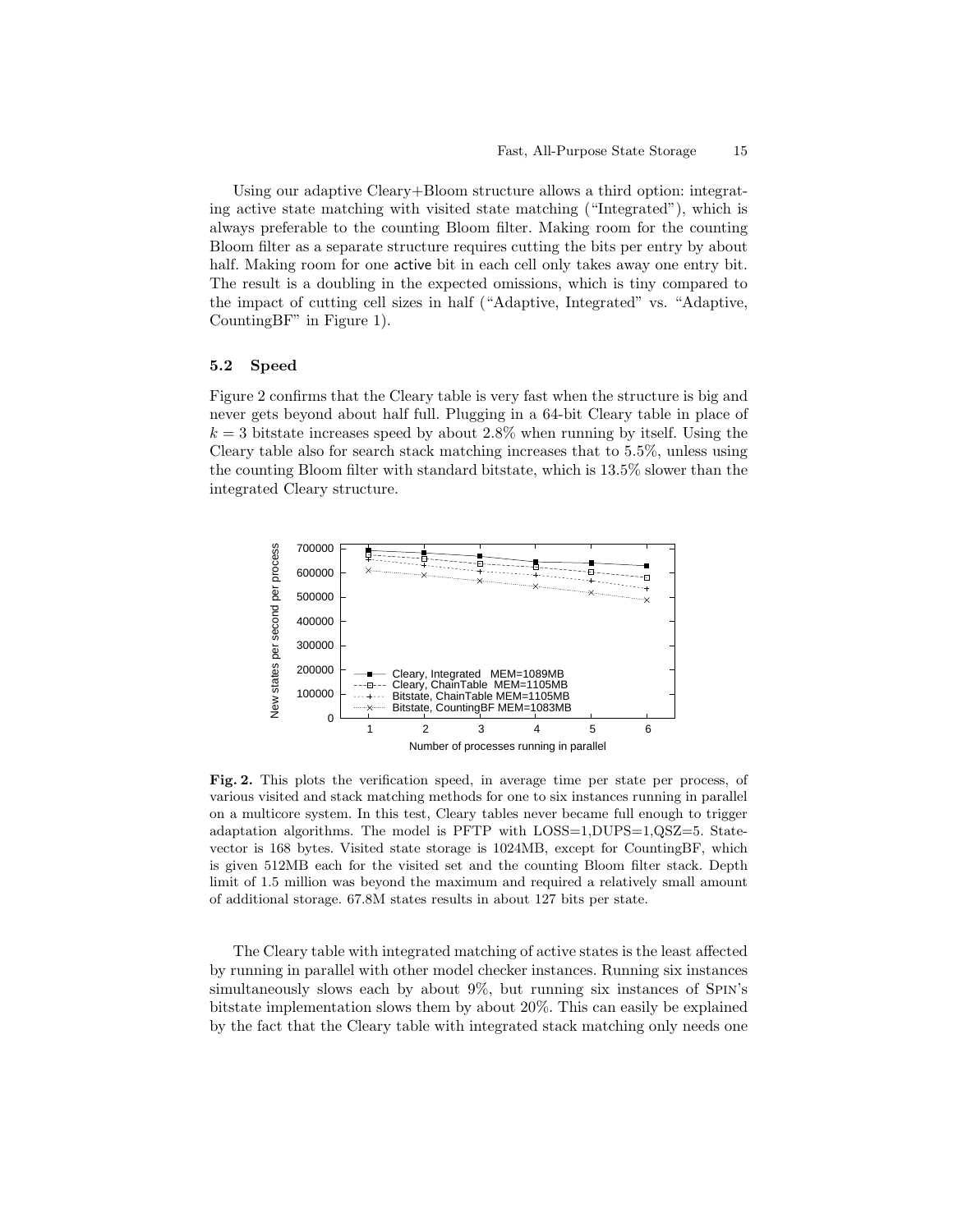Using our adaptive Cleary+Bloom structure allows a third option: integrating active state matching with visited state matching ("Integrated"), which is always preferable to the counting Bloom filter. Making room for the counting Bloom filter as a separate structure requires cutting the bits per entry by about half. Making room for one active bit in each cell only takes away one entry bit. The result is a doubling in the expected omissions, which is tiny compared to the impact of cutting cell sizes in half ("Adaptive, Integrated" vs. "Adaptive, CountingBF" in Figure 1).

### 5.2 Speed

Figure 2 confirms that the Cleary table is very fast when the structure is big and never gets beyond about half full. Plugging in a 64-bit Cleary table in place of $k = 3$ bitstate increases speed by about 2.8% when running by itself. Using the Cleary table also for search stack matching increases that to 5.5%, unless using the counting Bloom filter with standard bitstate, which is 13.5% slower than the integrated Cleary structure.

**Fig. 2.** This plots the verification speed, in average time per state per process, of various visited and stack matching methods for one to six instances running in parallel on a multicore system. In this test, Cleary tables never became full enough to trigger adaptation algorithms. The model is PFTP with LOSS=1,DUPS=1,QSZ=5. State-vector is 168 bytes. Visited state storage is 1024MB, except for CountingBF, which is given 512MB each for the visited set and the counting Bloom filter stack. Depth limit of 1.5 million was beyond the maximum and required a relatively small amount of additional storage. 67.8M states results in about 127 bits per state.

The Cleary table with integrated matching of active states is the least affected by running in parallel with other model checker instances. Running six instances simultaneously slows each by about 9%, but running six instances of Spin's bitstate implementation slows them by about 20%. This can easily be explained by the fact that the Cleary table with integrated stack matching only needs one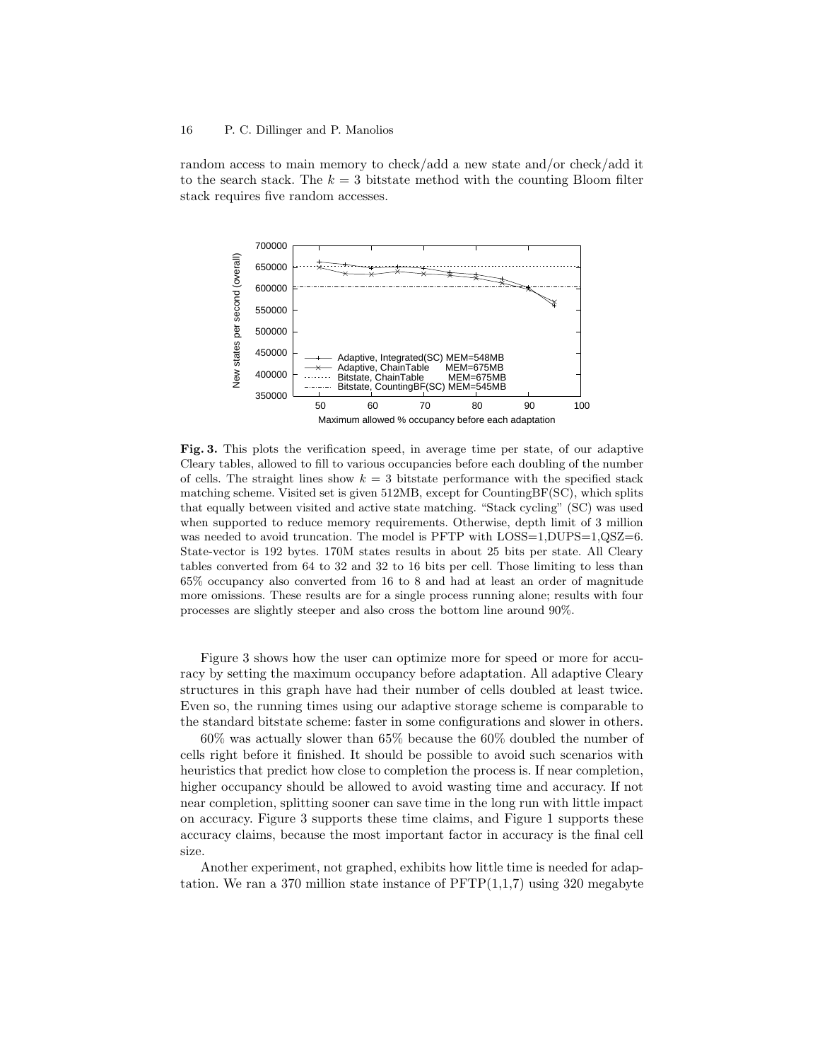random access to main memory to check/add a new state and/or check/add it to the search stack. The $k = 3$ bitstate method with the counting Bloom filter stack requires five random accesses.

**Fig. 3.** This plots the verification speed, in average time per state, of our adaptive Cleary tables, allowed to fill to various occupancies before each doubling of the number of cells. The straight lines show $k = 3$ bitstate performance with the specified stack matching scheme. Visited set is given 512MB, except for CountingBF(SC), which splits that equally between visited and active state matching. "Stack cycling" (SC) was used when supported to reduce memory requirements. Otherwise, depth limit of 3 million was needed to avoid truncation. The model is PFTP with LOSS=1,DUPS=1,QSZ=6. State-vector is 192 bytes. 170M states results in about 25 bits per state. All Cleary tables converted from 64 to 32 and 32 to 16 bits per cell. Those limiting to less than 65% occupancy also converted from 16 to 8 and had at least an order of magnitude more omissions. These results are for a single process running alone; results with four processes are slightly steeper and also cross the bottom line around 90%.

Figure 3 shows how the user can optimize more for speed or more for accuracy by setting the maximum occupancy before adaptation. All adaptive Cleary structures in this graph have had their number of cells doubled at least twice. Even so, the running times using our adaptive storage scheme is comparable to the standard bitstate scheme: faster in some configurations and slower in others.

60% was actually slower than 65% because the 60% doubled the number of cells right before it finished. It should be possible to avoid such scenarios with heuristics that predict how close to completion the process is. If near completion, higher occupancy should be allowed to avoid wasting time and accuracy. If not near completion, splitting sooner can save time in the long run with little impact on accuracy. Figure 3 supports these time claims, and Figure 1 supports these accuracy claims, because the most important factor in accuracy is the final cell size.

Another experiment, not graphed, exhibits how little time is needed for adaptation. We ran a 370 million state instance of PFTP(1,1,7) using 320 megabyte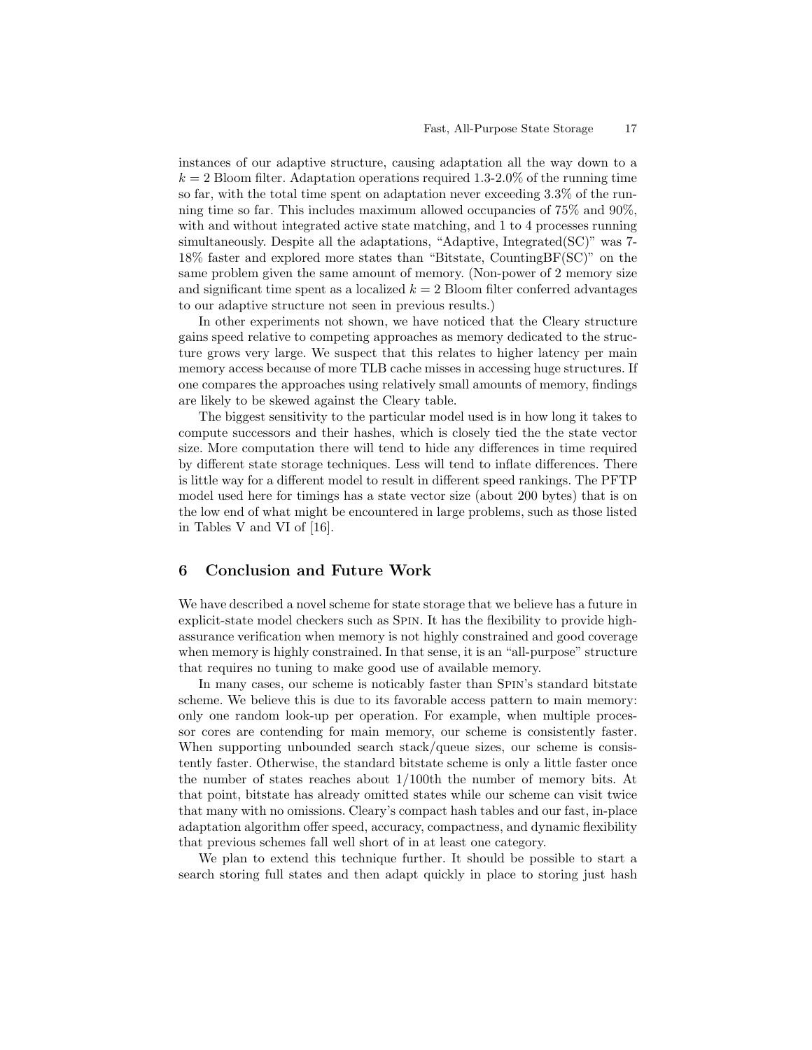instances of our adaptive structure, causing adaptation all the way down to a $k = 2$ Bloom filter. Adaptation operations required 1.3-2.0% of the running time so far, with the total time spent on adaptation never exceeding 3.3% of the running time so far. This includes maximum allowed occupancies of 75% and 90%, with and without integrated active state matching, and 1 to 4 processes running simultaneously. Despite all the adaptations, "Adaptive, Integrated(SC)" was 7-18% faster and explored more states than "Bitstate, CountingBF(SC)" on the same problem given the same amount of memory. (Non-power of 2 memory size and significant time spent as a localized $k = 2$ Bloom filter conferred advantages to our adaptive structure not seen in previous results.)

In other experiments not shown, we have noticed that the Cleary structure gains speed relative to competing approaches as memory dedicated to the structure grows very large. We suspect that this relates to higher latency per main memory access because of more TLB cache misses in accessing huge structures. If one compares the approaches using relatively small amounts of memory, findings are likely to be skewed against the Cleary table.

The biggest sensitivity to the particular model used is in how long it takes to compute successors and their hashes, which is closely tied the the state vector size. More computation there will tend to hide any differences in time required by different state storage techniques. Less will tend to inflate differences. There is little way for a different model to result in different speed rankings. The PFTP model used here for timings has a state vector size (about 200 bytes) that is on the low end of what might be encountered in large problems, such as those listed in Tables V and VI of [16].

## 6 Conclusion and Future Work

We have described a novel scheme for state storage that we believe has a future in explicit-state model checkers such as Spin. It has the flexibility to provide high-assurance verification when memory is not highly constrained and good coverage when memory is highly constrained. In that sense, it is an "all-purpose" structure that requires no tuning to make good use of available memory.

In many cases, our scheme is noticably faster than Spin's standard bitstate scheme. We believe this is due to its favorable access pattern to main memory: only one random look-up per operation. For example, when multiple processor cores are contending for main memory, our scheme is consistently faster. When supporting unbounded search stack/queue sizes, our scheme is consistently faster. Otherwise, the standard bitstate scheme is only a little faster once the number of states reaches about 1/100th the number of memory bits. At that point, bitstate has already omitted states while our scheme can visit twice that many with no omissions. Cleary's compact hash tables and our fast, in-place adaptation algorithm offer speed, accuracy, compactness, and dynamic flexibility that previous schemes fall well short of in at least one category.

We plan to extend this technique further. It should be possible to start a search storing full states and then adapt quickly in place to storing just hash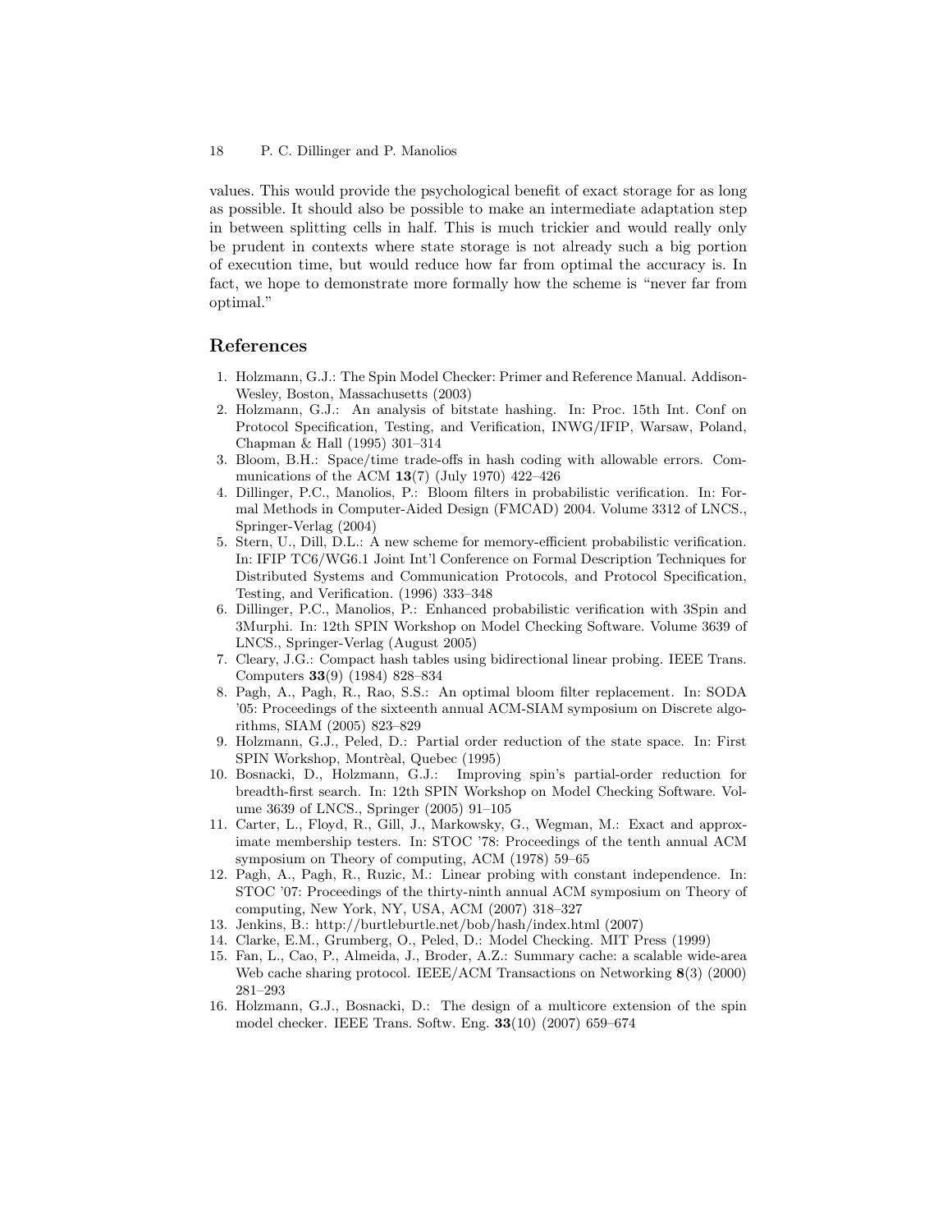values. This would provide the psychological benefit of exact storage for as long as possible. It should also be possible to make an intermediate adaptation step in between splitting cells in half. This is much trickier and would really only be prudent in contexts where state storage is not already such a big portion of execution time, but would reduce how far from optimal the accuracy is. In fact, we hope to demonstrate more formally how the scheme is "never far from optimal."

## References

1. Holzmann, G.J.: The Spin Model Checker: Primer and Reference Manual. Addison-Wesley, Boston, Massachusetts (2003)
2. Holzmann, G.J.: An analysis of bitstate hashing. In: Proc. 15th Int. Conf on Protocol Specification, Testing, and Verification, INWG/IFIP, Warsaw, Poland, Chapman & Hall (1995) 301–314
3. Bloom, B.H.: Space/time trade-offs in hash coding with allowable errors. Communications of the ACM **13**(7) (July 1970) 422–426
4. Dillinger, P.C., Manolios, P.: Bloom filters in probabilistic verification. In: Formal Methods in Computer-Aided Design (FMCAD) 2004. Volume 3312 of LNCS., Springer-Verlag (2004)
5. Stern, U., Dill, D.L.: A new scheme for memory-efficient probabilistic verification. In: IFIP TC6/WG6.1 Joint Int'l Conference on Formal Description Techniques for Distributed Systems and Communication Protocols, and Protocol Specification, Testing, and Verification. (1996) 333–348
6. Dillinger, P.C., Manolios, P.: Enhanced probabilistic verification with 3Spin and 3Murphi. In: 12th SPIN Workshop on Model Checking Software. Volume 3639 of LNCS., Springer-Verlag (August 2005)
7. Cleary, J.G.: Compact hash tables using bidirectional linear probing. IEEE Trans. Computers **33**(9) (1984) 828–834
8. Pagh, A., Pagh, R., Rao, S.S.: An optimal bloom filter replacement. In: SODA '05: Proceedings of the sixteenth annual ACM-SIAM symposium on Discrete algorithms, SIAM (2005) 823–829
9. Holzmann, G.J., Peled, D.: Partial order reduction of the state space. In: First SPIN Workshop, Montrèal, Quebec (1995)
10. Bosnacki, D., Holzmann, G.J.: Improving spin's partial-order reduction for breadth-first search. In: 12th SPIN Workshop on Model Checking Software. Volume 3639 of LNCS., Springer (2005) 91–105
11. Carter, L., Floyd, R., Gill, J., Markowsky, G., Wegman, M.: Exact and approximate membership testers. In: STOC '78: Proceedings of the tenth annual ACM symposium on Theory of computing, ACM (1978) 59–65
12. Pagh, A., Pagh, R., Ruzic, M.: Linear probing with constant independence. In: STOC '07: Proceedings of the thirty-ninth annual ACM symposium on Theory of computing, New York, NY, USA, ACM (2007) 318–327
13. Jenkins, B.: http://burtleburtle.net/bob/hash/index.html (2007)
14. Clarke, E.M., Grumberg, O., Peled, D.: Model Checking. MIT Press (1999)
15. Fan, L., Cao, P., Almeida, J., Broder, A.Z.: Summary cache: a scalable wide-area Web cache sharing protocol. IEEE/ACM Transactions on Networking **8**(3) (2000) 281–293
16. Holzmann, G.J., Bosnacki, D.: The design of a multicore extension of the spin model checker. IEEE Trans. Softw. Eng. **33**(10) (2007) 659–674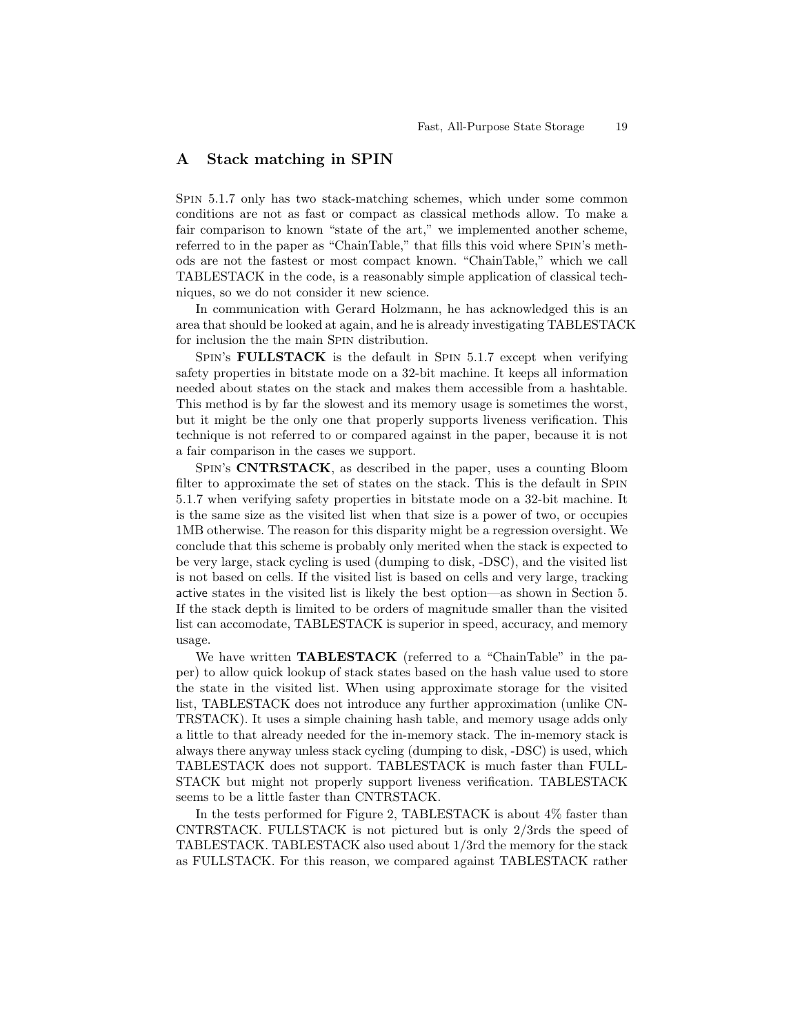## A Stack matching in SPIN

SPIN 5.1.7 only has two stack-matching schemes, which under some common conditions are not as fast or compact as classical methods allow. To make a fair comparison to known "state of the art," we implemented another scheme, referred to in the paper as "ChainTable," that fills this void where SPIN's methods are not the fastest or most compact known. "ChainTable," which we call TABLESTACK in the code, is a reasonably simple application of classical techniques, so we do not consider it new science.

In communication with Gerard Holzmann, he has acknowledged this is an area that should be looked at again, and he is already investigating TABLESTACK for inclusion the the main SPIN distribution.

SPIN's **FULLSTACK** is the default in SPIN 5.1.7 except when verifying safety properties in bitstate mode on a 32-bit machine. It keeps all information needed about states on the stack and makes them accessible from a hashtable. This method is by far the slowest and its memory usage is sometimes the worst, but it might be the only one that properly supports liveness verification. This technique is not referred to or compared against in the paper, because it is not a fair comparison in the cases we support.

SPIN's **CNTRSTACK**, as described in the paper, uses a counting Bloom filter to approximate the set of states on the stack. This is the default in SPIN 5.1.7 when verifying safety properties in bitstate mode on a 32-bit machine. It is the same size as the visited list when that size is a power of two, or occupies 1MB otherwise. The reason for this disparity might be a regression oversight. We conclude that this scheme is probably only merited when the stack is expected to be very large, stack cycling is used (dumping to disk, -DSC), and the visited list is not based on cells. If the visited list is based on cells and very large, tracking active states in the visited list is likely the best option—as shown in Section 5. If the stack depth is limited to be orders of magnitude smaller than the visited list can accomodate, TABLESTACK is superior in speed, accuracy, and memory usage.

We have written **TABLESTACK** (referred to a "ChainTable" in the paper) to allow quick lookup of stack states based on the hash value used to store the state in the visited list. When using approximate storage for the visited list, TABLESTACK does not introduce any further approximation (unlike CNTRSTACK). It uses a simple chaining hash table, and memory usage adds only a little to that already needed for the in-memory stack. The in-memory stack is always there anyway unless stack cycling (dumping to disk, -DSC) is used, which TABLESTACK does not support. TABLESTACK is much faster than FULLSTACK but might not properly support liveness verification. TABLESTACK seems to be a little faster than CNTRSTACK.

In the tests performed for Figure 2, TABLESTACK is about 4% faster than CNTRSTACK. FULLSTACK is not pictured but is only 2/3rds the speed of TABLESTACK. TABLESTACK also used about 1/3rd the memory for the stack as FULLSTACK. For this reason, we compared against TABLESTACK rather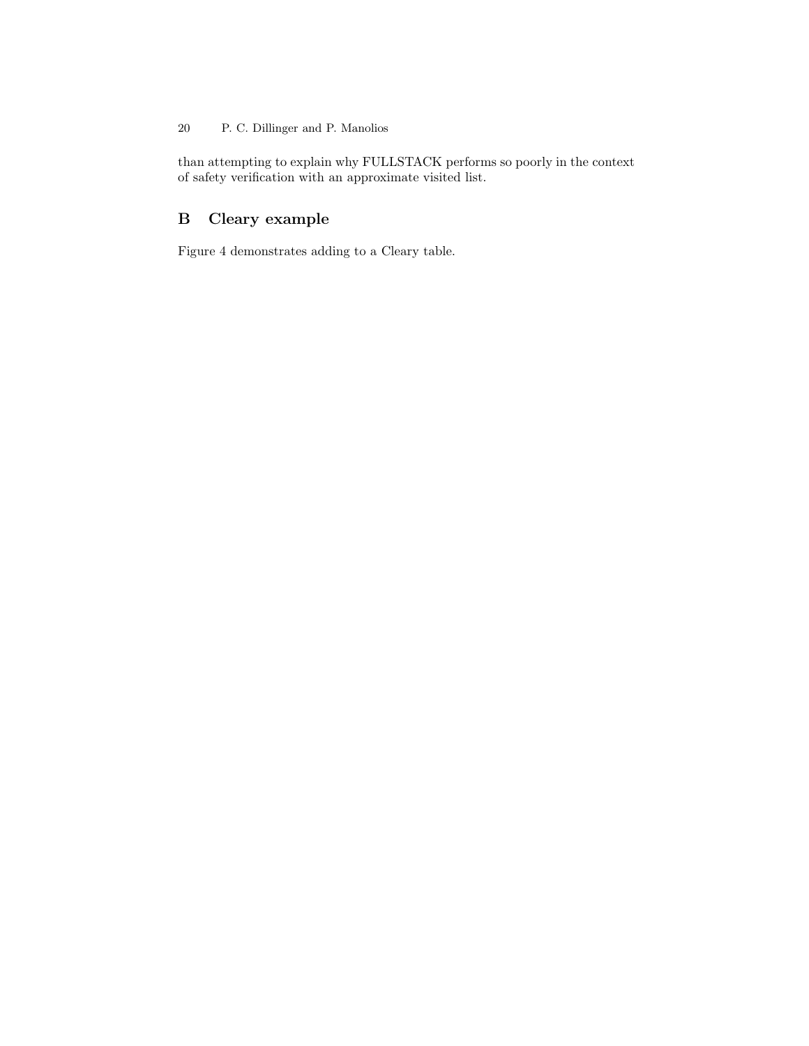than attempting to explain why FULLSTACK performs so poorly in the context of safety verification with an approximate visited list.

## B Cleary example

Figure 4 demonstrates adding to a Cleary table.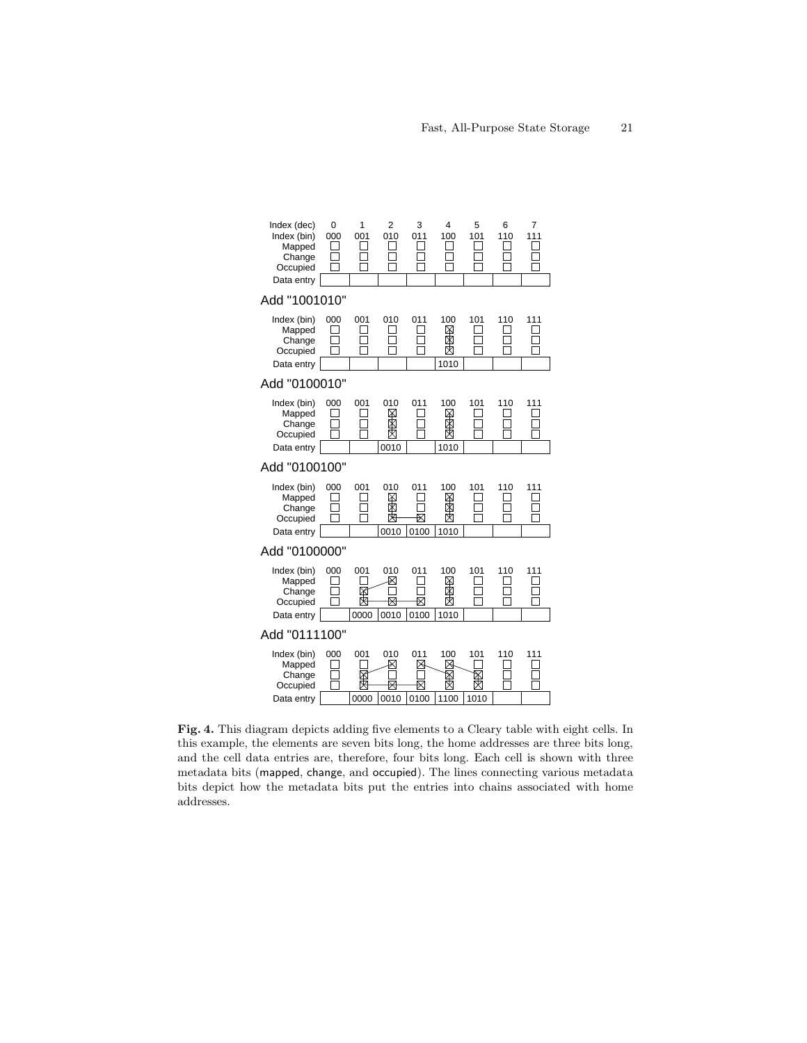Index (dec) 0 1 2 3 4 5 6 7
Index (bin) 000 001 010 011 100 101 110 111
Mapped
Change
Occupied
Data entry

Add "1001010"

Index (bin) 000 001 010 011 100 101 110 111
Mapped
Change
Occupied
Data entry 1010

Add "0100010"

Index (bin) 000 001 010 011 100 101 110 111
Mapped
Change
Occupied
Data entry 0010 1010

Add "0100100"

Index (bin) 000 001 010 011 100 101 110 111
Mapped
Change
Occupied
Data entry 0010 0100 1010

Add "0100000"

Index (bin) 000 001 010 011 100 101 110 111
Mapped
Change
Occupied
Data entry 0000 0010 0100 1010

Add "0111100"

Index (bin) 000 001 010 011 100 101 110 111
Mapped
Change
Occupied
Data entry 0000 0010 0100 1100 1010

**Fig. 4.** This diagram depicts adding five elements to a Cleary table with eight cells. In this example, the elements are seven bits long, the home addresses are three bits long, and the cell data entries are, therefore, four bits long. Each cell is shown with three metadata bits (mapped, change, and occupied). The lines connecting various metadata bits depict how the metadata bits put the entries into chains associated with home addresses.